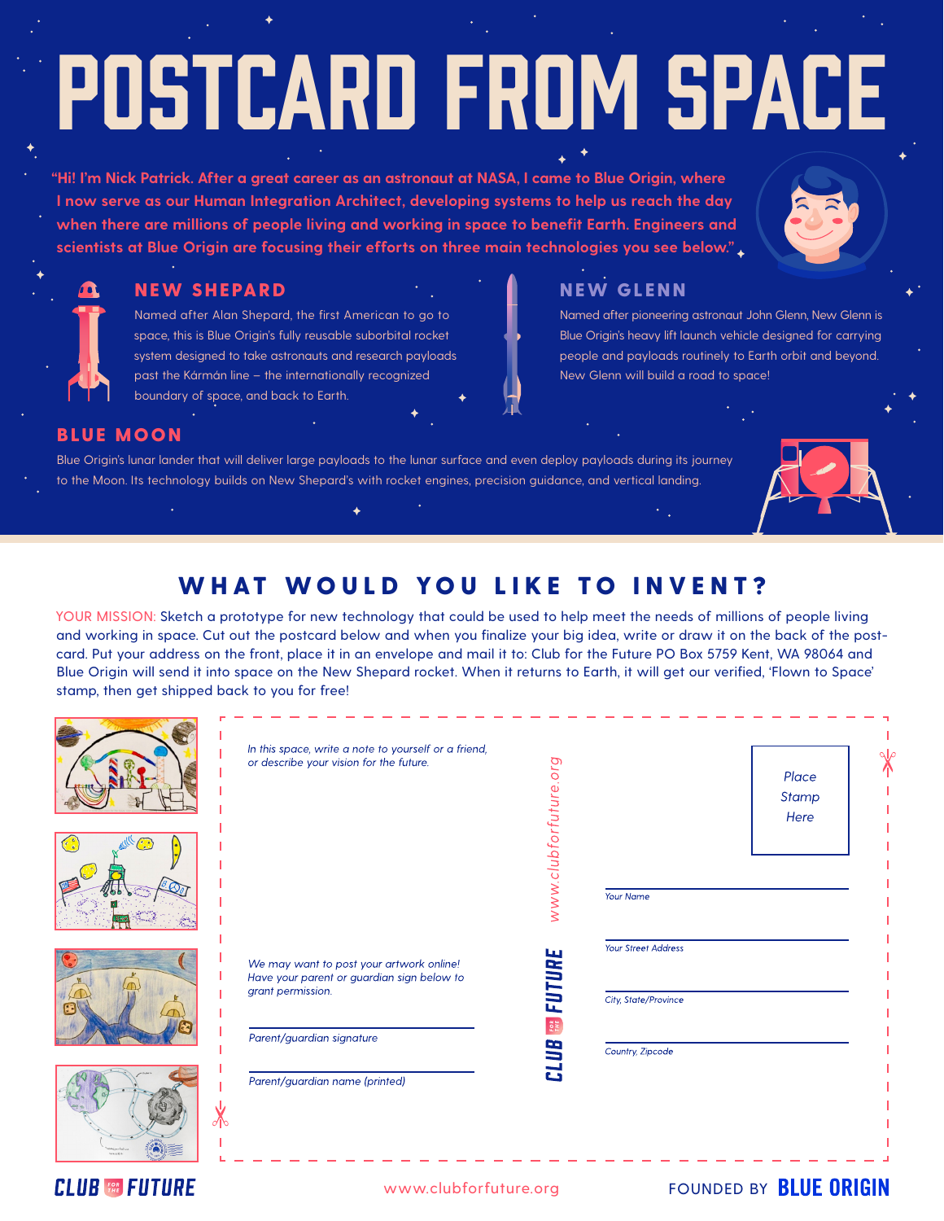# POSTCARD FROM SPACE

"Hi! I'm Nick Patrick. After a great career as an astronaut at NASA, I came to Blue Origin, where I now serve as our Human Integration Architect, developing systems to help us reach the day when there are millions of people living and working in space to benefit Earth. Engineers and scientists at Blue Origin are focusing their efforts on three main technologies you see below."

## NEW SHEPARD

Named after Alan Shepard, the first American to go to space, this is Blue Origin's fully reusable suborbital rocket system designed to take astronauts and research payloads past the Kármán line – the internationally recognized boundary of space, and back to Earth.

## NEW GLENN

Named after pioneering astronaut John Glenn, New Glenn is Blue Origin's heavy lift launch vehicle designed for carrying people and payloads routinely to Earth orbit and beyond. New Glenn will build a road to space!

## BLUE MOON

Blue Origin's lunar lander that will deliver large payloads to the lunar surface and even deploy payloads during its journey to the Moon. Its technology builds on New Shepard's with rocket engines, precision guidance, and vertical landing.

## WHAT WOULD YOU LIKE TO INVENT?

YOUR MISSION: Sketch a prototype for new technology that could be used to help meet the needs of millions of people living and working in space. Cut out the postcard below and when you finalize your big idea, write or draw it on the back of the post-card. Put your address on the front, place it in an envelope and mail it to: Club for the Future PO Box 5759 Kent, WA 98064 and Blue Origin will send it into space on the New Shepard rocket. When it returns to Earth, it will get our verified, 'Flown to Space' stamp, then get shipped back to you for free!

*In this space, write a note to yourself or a friend, or describe your vision for the future.*

*We may want to post your artwork online! Have your parent or guardian sign below to grant permission.*

*Parent/guardian signature*

*Parent/guardian name (printed)*

www.clubforfuture.org

CLUB FOR THE FUTURE

*Place Stamp Here*

*Your Name*

*Your Street Address*

*City, State/Province*

*Country, Zipcode*

CLUB FOR THE FUTURE

www.clubforfuture.org

FOUNDED BY BLUE ORIGIN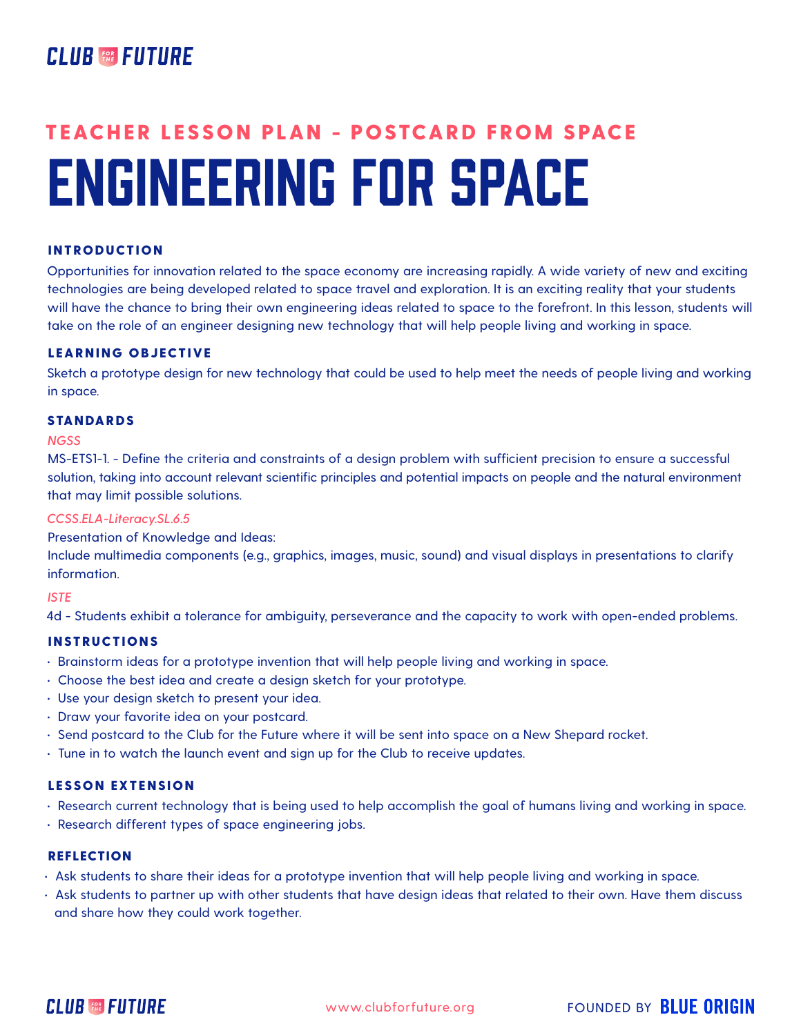## TEACHER LESSON PLAN - POSTCARD FROM SPACE

# ENGINEERING FOR SPACE

### INTRODUCTION

Opportunities for innovation related to the space economy are increasing rapidly. A wide variety of new and exciting technologies are being developed related to space travel and exploration. It is an exciting reality that your students will have the chance to bring their own engineering ideas related to space to the forefront. In this lesson, students will take on the role of an engineer designing new technology that will help people living and working in space.

### LEARNING OBJECTIVE

Sketch a prototype design for new technology that could be used to help meet the needs of people living and working in space.

### STANDARDS

*NGSS*

MS-ETS1-1. - Define the criteria and constraints of a design problem with sufficient precision to ensure a successful solution, taking into account relevant scientific principles and potential impacts on people and the natural environment that may limit possible solutions.

*CCSS.ELA-Literacy.SL.6.5*

Presentation of Knowledge and Ideas:
Include multimedia components (e.g., graphics, images, music, sound) and visual displays in presentations to clarify information.

*ISTE*

4d - Students exhibit a tolerance for ambiguity, perseverance and the capacity to work with open-ended problems.

### INSTRUCTIONS

- Brainstorm ideas for a prototype invention that will help people living and working in space.
- Choose the best idea and create a design sketch for your prototype.
- Use your design sketch to present your idea.
- Draw your favorite idea on your postcard.
- Send postcard to the Club for the Future where it will be sent into space on a New Shepard rocket.
- Tune in to watch the launch event and sign up for the Club to receive updates.

### LESSON EXTENSION

- Research current technology that is being used to help accomplish the goal of humans living and working in space.
- Research different types of space engineering jobs.

### REFLECTION

- Ask students to share their ideas for a prototype invention that will help people living and working in space.
- Ask students to partner up with other students that have design ideas that related to their own. Have them discuss and share how they could work together.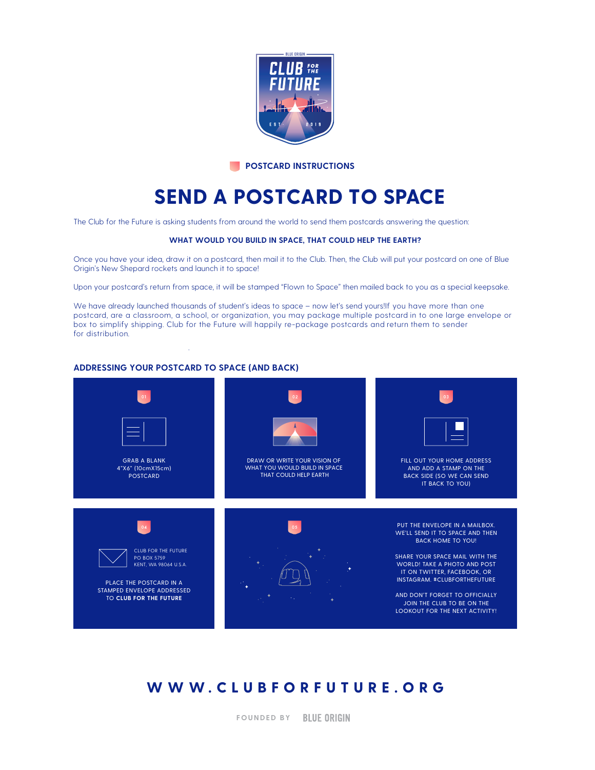POSTCARD INSTRUCTIONS

# SEND A POSTCARD TO SPACE

The Club for the Future is asking students from around the world to send them postcards answering the question:

**WHAT WOULD YOU BUILD IN SPACE, THAT COULD HELP THE EARTH?**

Once you have your idea, draw it on a postcard, then mail it to the Club. Then, the Club will put your postcard on one of Blue Origin's New Shepard rockets and launch it to space!

Upon your postcard's return from space, it will be stamped "Flown to Space" then mailed back to you as a special keepsake.

We have already launched thousands of student's ideas to space – now let's send yours!If you have more than one postcard, are a classroom, a school, or organization, you may package multiple postcard in to one large envelope or box to simplify shipping. Club for the Future will happily re-package postcards and return them to sender for distribution.

## ADDRESSING YOUR POSTCARD TO SPACE (AND BACK)

01

GRAB A BLANK 4"X6" (10cmX15cm) POSTCARD

02

DRAW OR WRITE YOUR VISION OF WHAT YOU WOULD BUILD IN SPACE THAT COULD HELP EARTH

03

FILL OUT YOUR HOME ADDRESS AND ADD A STAMP ON THE BACK SIDE (SO WE CAN SEND IT BACK TO YOU)

04

CLUB FOR THE FUTURE
PO BOX 5759
KENT, WA 98064 U.S.A.

PLACE THE POSTCARD IN A STAMPED ENVELOPE ADDRESSED TO **CLUB FOR THE FUTURE**

05

PUT THE ENVELOPE IN A MAILBOX. WE'LL SEND IT TO SPACE AND THEN BACK HOME TO YOU!

SHARE YOUR SPACE MAIL WITH THE WORLD! TAKE A PHOTO AND POST IT ON TWITTER, FACEBOOK, OR INSTAGRAM. #CLUBFORTHEFUTURE

AND DON'T FORGET TO OFFICIALLY JOIN THE CLUB TO BE ON THE LOOKOUT FOR THE NEXT ACTIVITY!

**WWW.CLUBFORFUTURE.ORG**

FOUNDED BY BLUE ORIGIN